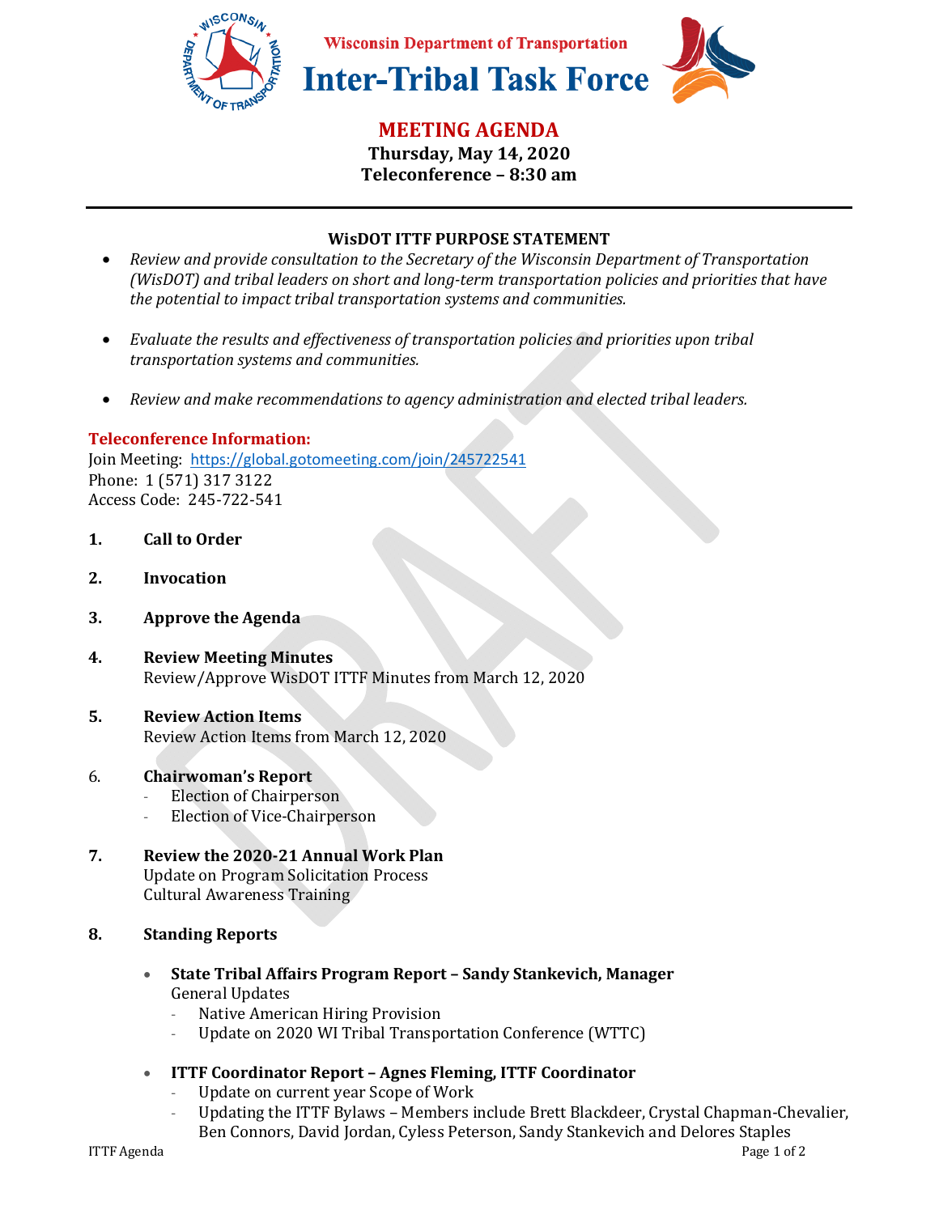Wisconsin Department of Transportation

# Inter-Tribal Task Force

## MEETING AGENDA

**Thursday, May 14, 2020**
**Teleconference – 8:30 am**

---

### WisDOT ITTF PURPOSE STATEMENT

- *Review and provide consultation to the Secretary of the Wisconsin Department of Transportation (WisDOT) and tribal leaders on short and long-term transportation policies and priorities that have the potential to impact tribal transportation systems and communities.*
- *Evaluate the results and effectiveness of transportation policies and priorities upon tribal transportation systems and communities.*
- *Review and make recommendations to agency administration and elected tribal leaders.*

**Teleconference Information:**
Join Meeting: https://global.gotomeeting.com/join/245722541
Phone: 1 (571) 317 3122
Access Code: 245-722-541

1. **Call to Order**

2. **Invocation**

3. **Approve the Agenda**

4. **Review Meeting Minutes**
   Review/Approve WisDOT ITTF Minutes from March 12, 2020

5. **Review Action Items**
   Review Action Items from March 12, 2020

6. **Chairwoman's Report**
   - Election of Chairperson
   - Election of Vice-Chairperson

7. **Review the 2020-21 Annual Work Plan**
   Update on Program Solicitation Process
   Cultural Awareness Training

8. **Standing Reports**

   - **State Tribal Affairs Program Report – Sandy Stankevich, Manager**
     General Updates
     - Native American Hiring Provision
     - Update on 2020 WI Tribal Transportation Conference (WTTC)

   - **ITTF Coordinator Report – Agnes Fleming, ITTF Coordinator**
     - Update on current year Scope of Work
     - Updating the ITTF Bylaws – Members include Brett Blackdeer, Crystal Chapman-Chevalier, Ben Connors, David Jordan, Cyless Peterson, Sandy Stankevich and Delores Staples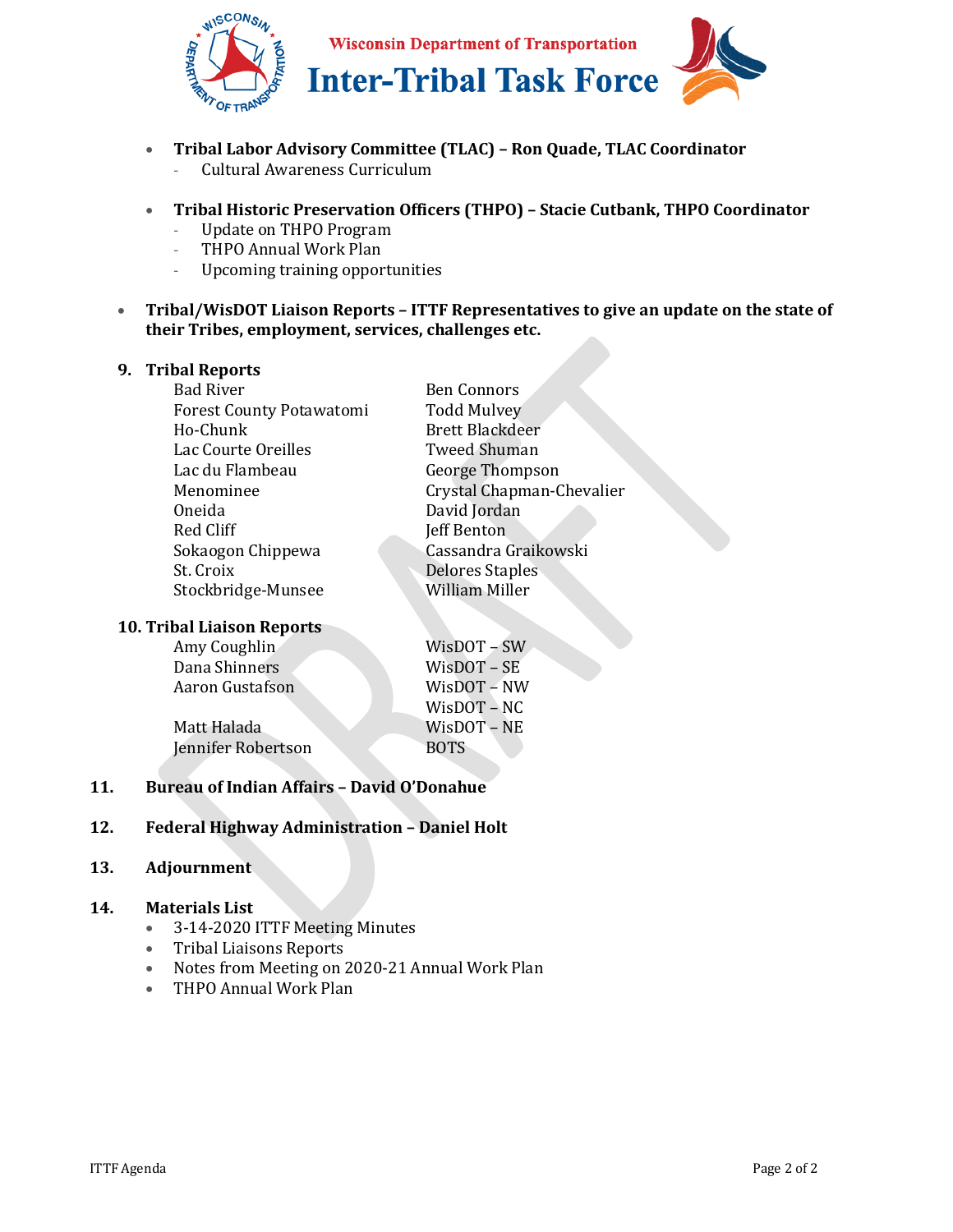- **Tribal Labor Advisory Committee (TLAC) – Ron Quade, TLAC Coordinator**
  - Cultural Awareness Curriculum

- **Tribal Historic Preservation Officers (THPO) – Stacie Cutbank, THPO Coordinator**
  - Update on THPO Program
  - THPO Annual Work Plan
  - Upcoming training opportunities

- **Tribal/WisDOT Liaison Reports – ITTF Representatives to give an update on the state of their Tribes, employment, services, challenges etc.**

**9. Tribal Reports**

| | |
|---|---|
| Bad River | Ben Connors |
| Forest County Potawatomi | Todd Mulvey |
| Ho-Chunk | Brett Blackdeer |
| Lac Courte Oreilles | Tweed Shuman |
| Lac du Flambeau | George Thompson |
| Menominee | Crystal Chapman-Chevalier |
| Oneida | David Jordan |
| Red Cliff | Jeff Benton |
| Sokaogon Chippewa | Cassandra Graikowski |
| St. Croix | Delores Staples |
| Stockbridge-Munsee | William Miller |

**10. Tribal Liaison Reports**

| | |
|---|---|
| Amy Coughlin | WisDOT – SW |
| Dana Shinners | WisDOT – SE |
| Aaron Gustafson | WisDOT – NW |
| | WisDOT – NC |
| Matt Halada | WisDOT – NE |
| Jennifer Robertson | BOTS |

**11. Bureau of Indian Affairs – David O'Donahue**

**12. Federal Highway Administration – Daniel Holt**

**13. Adjournment**

**14. Materials List**

- 3-14-2020 ITTF Meeting Minutes
- Tribal Liaisons Reports
- Notes from Meeting on 2020-21 Annual Work Plan
- THPO Annual Work Plan